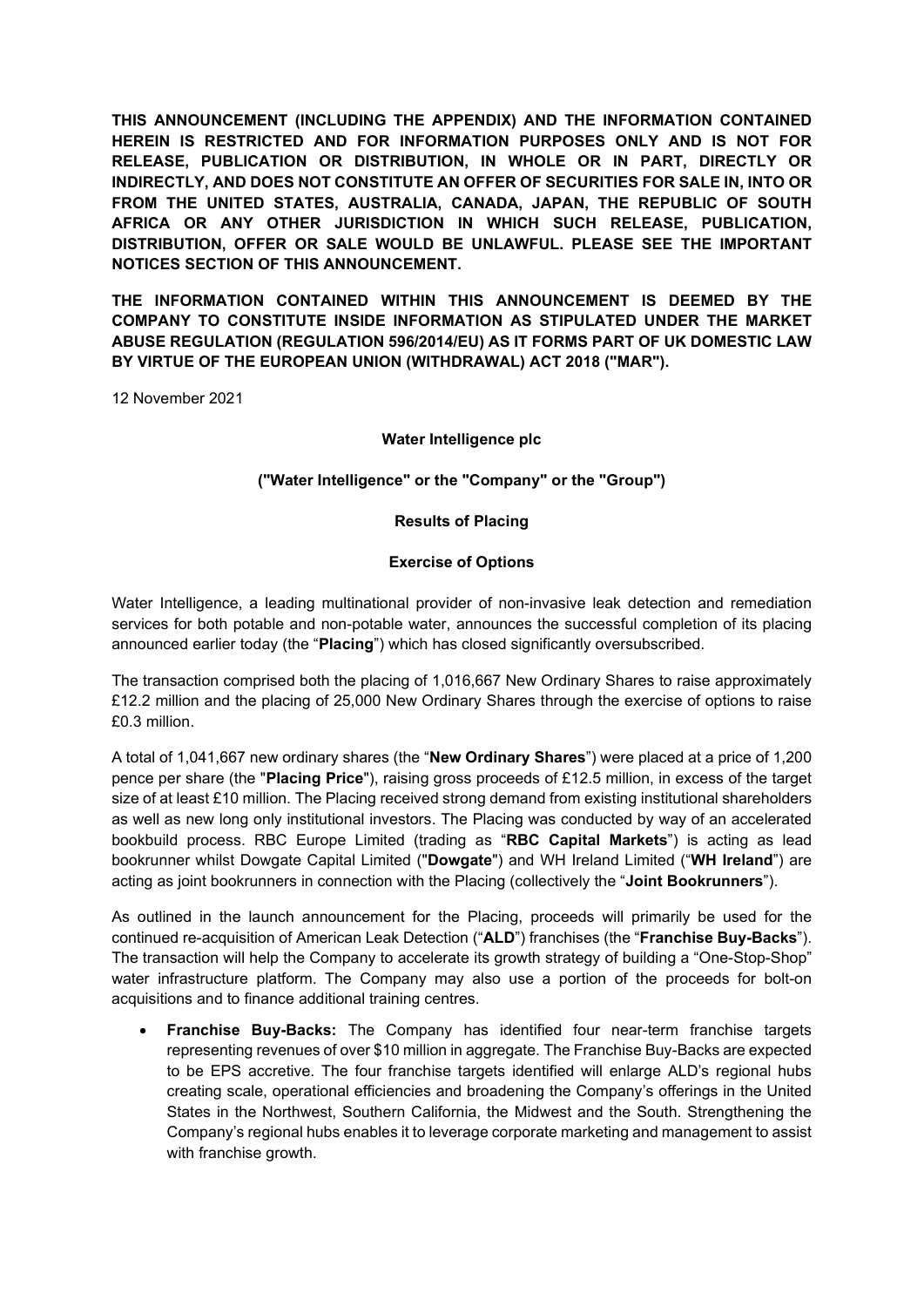**THIS ANNOUNCEMENT (INCLUDING THE APPENDIX) AND THE INFORMATION CONTAINED HEREIN IS RESTRICTED AND FOR INFORMATION PURPOSES ONLY AND IS NOT FOR RELEASE, PUBLICATION OR DISTRIBUTION, IN WHOLE OR IN PART, DIRECTLY OR INDIRECTLY, AND DOES NOT CONSTITUTE AN OFFER OF SECURITIES FOR SALE IN, INTO OR FROM THE UNITED STATES, AUSTRALIA, CANADA, JAPAN, THE REPUBLIC OF SOUTH AFRICA OR ANY OTHER JURISDICTION IN WHICH SUCH RELEASE, PUBLICATION, DISTRIBUTION, OFFER OR SALE WOULD BE UNLAWFUL. PLEASE SEE THE IMPORTANT NOTICES SECTION OF THIS ANNOUNCEMENT.**

**THE INFORMATION CONTAINED WITHIN THIS ANNOUNCEMENT IS DEEMED BY THE COMPANY TO CONSTITUTE INSIDE INFORMATION AS STIPULATED UNDER THE MARKET ABUSE REGULATION (REGULATION 596/2014/EU) AS IT FORMS PART OF UK DOMESTIC LAW BY VIRTUE OF THE EUROPEAN UNION (WITHDRAWAL) ACT 2018 ("MAR").**

12 November 2021

**Water Intelligence plc**

**("Water Intelligence" or the "Company" or the "Group")**

**Results of Placing**

**Exercise of Options**

Water Intelligence, a leading multinational provider of non-invasive leak detection and remediation services for both potable and non-potable water, announces the successful completion of its placing announced earlier today (the "**Placing**") which has closed significantly oversubscribed.

The transaction comprised both the placing of 1,016,667 New Ordinary Shares to raise approximately £12.2 million and the placing of 25,000 New Ordinary Shares through the exercise of options to raise £0.3 million.

A total of 1,041,667 new ordinary shares (the "**New Ordinary Shares**") were placed at a price of 1,200 pence per share (the "**Placing Price**"), raising gross proceeds of £12.5 million, in excess of the target size of at least £10 million. The Placing received strong demand from existing institutional shareholders as well as new long only institutional investors. The Placing was conducted by way of an accelerated bookbuild process. RBC Europe Limited (trading as "**RBC Capital Markets**") is acting as lead bookrunner whilst Dowgate Capital Limited ("**Dowgate**") and WH Ireland Limited ("**WH Ireland**") are acting as joint bookrunners in connection with the Placing (collectively the "**Joint Bookrunners**").

As outlined in the launch announcement for the Placing, proceeds will primarily be used for the continued re-acquisition of American Leak Detection ("**ALD**") franchises (the "**Franchise Buy-Backs**"). The transaction will help the Company to accelerate its growth strategy of building a "One-Stop-Shop" water infrastructure platform. The Company may also use a portion of the proceeds for bolt-on acquisitions and to finance additional training centres.

- **Franchise Buy-Backs:** The Company has identified four near-term franchise targets representing revenues of over $10 million in aggregate. The Franchise Buy-Backs are expected to be EPS accretive. The four franchise targets identified will enlarge ALD's regional hubs creating scale, operational efficiencies and broadening the Company's offerings in the United States in the Northwest, Southern California, the Midwest and the South. Strengthening the Company's regional hubs enables it to leverage corporate marketing and management to assist with franchise growth.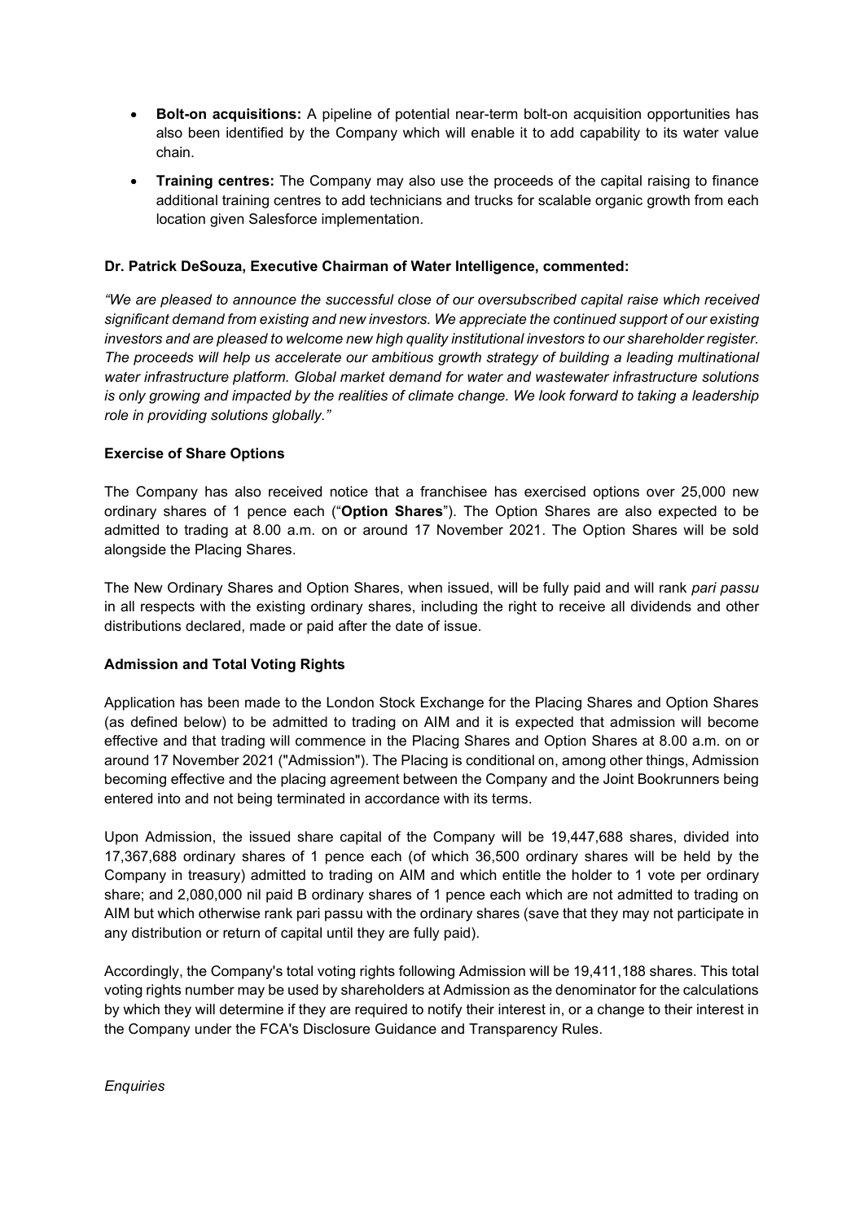- **Bolt-on acquisitions:** A pipeline of potential near-term bolt-on acquisition opportunities has also been identified by the Company which will enable it to add capability to its water value chain.
- **Training centres:** The Company may also use the proceeds of the capital raising to finance additional training centres to add technicians and trucks for scalable organic growth from each location given Salesforce implementation.

**Dr. Patrick DeSouza, Executive Chairman of Water Intelligence, commented:**

*"We are pleased to announce the successful close of our oversubscribed capital raise which received significant demand from existing and new investors. We appreciate the continued support of our existing investors and are pleased to welcome new high quality institutional investors to our shareholder register. The proceeds will help us accelerate our ambitious growth strategy of building a leading multinational water infrastructure platform. Global market demand for water and wastewater infrastructure solutions is only growing and impacted by the realities of climate change. We look forward to taking a leadership role in providing solutions globally."*

**Exercise of Share Options**

The Company has also received notice that a franchisee has exercised options over 25,000 new ordinary shares of 1 pence each ("**Option Shares**"). The Option Shares are also expected to be admitted to trading at 8.00 a.m. on or around 17 November 2021. The Option Shares will be sold alongside the Placing Shares.

The New Ordinary Shares and Option Shares, when issued, will be fully paid and will rank *pari passu* in all respects with the existing ordinary shares, including the right to receive all dividends and other distributions declared, made or paid after the date of issue.

**Admission and Total Voting Rights**

Application has been made to the London Stock Exchange for the Placing Shares and Option Shares (as defined below) to be admitted to trading on AIM and it is expected that admission will become effective and that trading will commence in the Placing Shares and Option Shares at 8.00 a.m. on or around 17 November 2021 ("Admission"). The Placing is conditional on, among other things, Admission becoming effective and the placing agreement between the Company and the Joint Bookrunners being entered into and not being terminated in accordance with its terms.

Upon Admission, the issued share capital of the Company will be 19,447,688 shares, divided into 17,367,688 ordinary shares of 1 pence each (of which 36,500 ordinary shares will be held by the Company in treasury) admitted to trading on AIM and which entitle the holder to 1 vote per ordinary share; and 2,080,000 nil paid B ordinary shares of 1 pence each which are not admitted to trading on AIM but which otherwise rank pari passu with the ordinary shares (save that they may not participate in any distribution or return of capital until they are fully paid).

Accordingly, the Company's total voting rights following Admission will be 19,411,188 shares. This total voting rights number may be used by shareholders at Admission as the denominator for the calculations by which they will determine if they are required to notify their interest in, or a change to their interest in the Company under the FCA's Disclosure Guidance and Transparency Rules.

*Enquiries*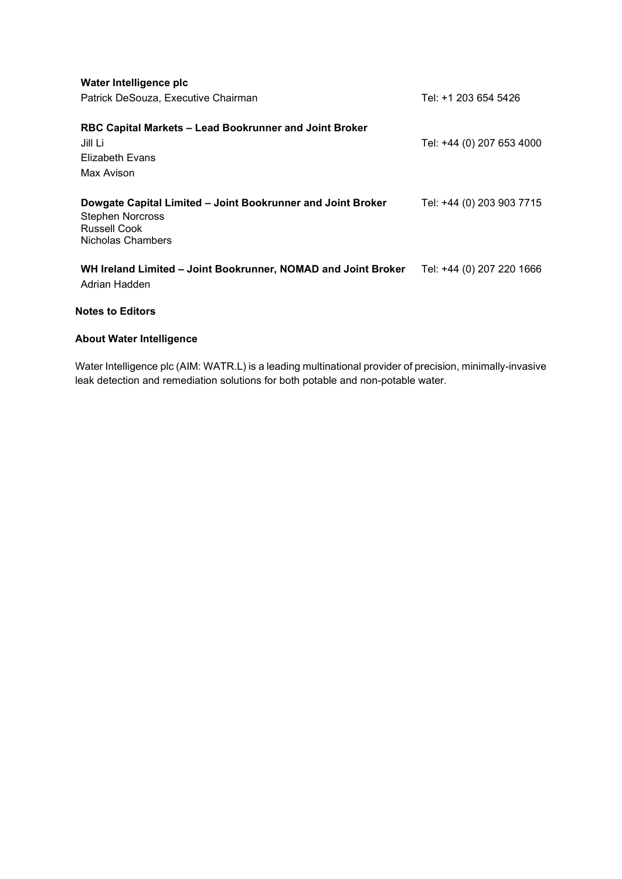**Water Intelligence plc**
Patrick DeSouza, Executive Chairman — Tel: +1 203 654 5426

**RBC Capital Markets – Lead Bookrunner and Joint Broker** — Tel: +44 (0) 207 653 4000
Jill Li
Elizabeth Evans
Max Avison

**Dowgate Capital Limited – Joint Bookrunner and Joint Broker** — Tel: +44 (0) 203 903 7715
Stephen Norcross
Russell Cook
Nicholas Chambers

**WH Ireland Limited – Joint Bookrunner, NOMAD and Joint Broker** — Tel: +44 (0) 207 220 1666
Adrian Hadden

**Notes to Editors**

**About Water Intelligence**

Water Intelligence plc (AIM: WATR.L) is a leading multinational provider of precision, minimally-invasive leak detection and remediation solutions for both potable and non-potable water.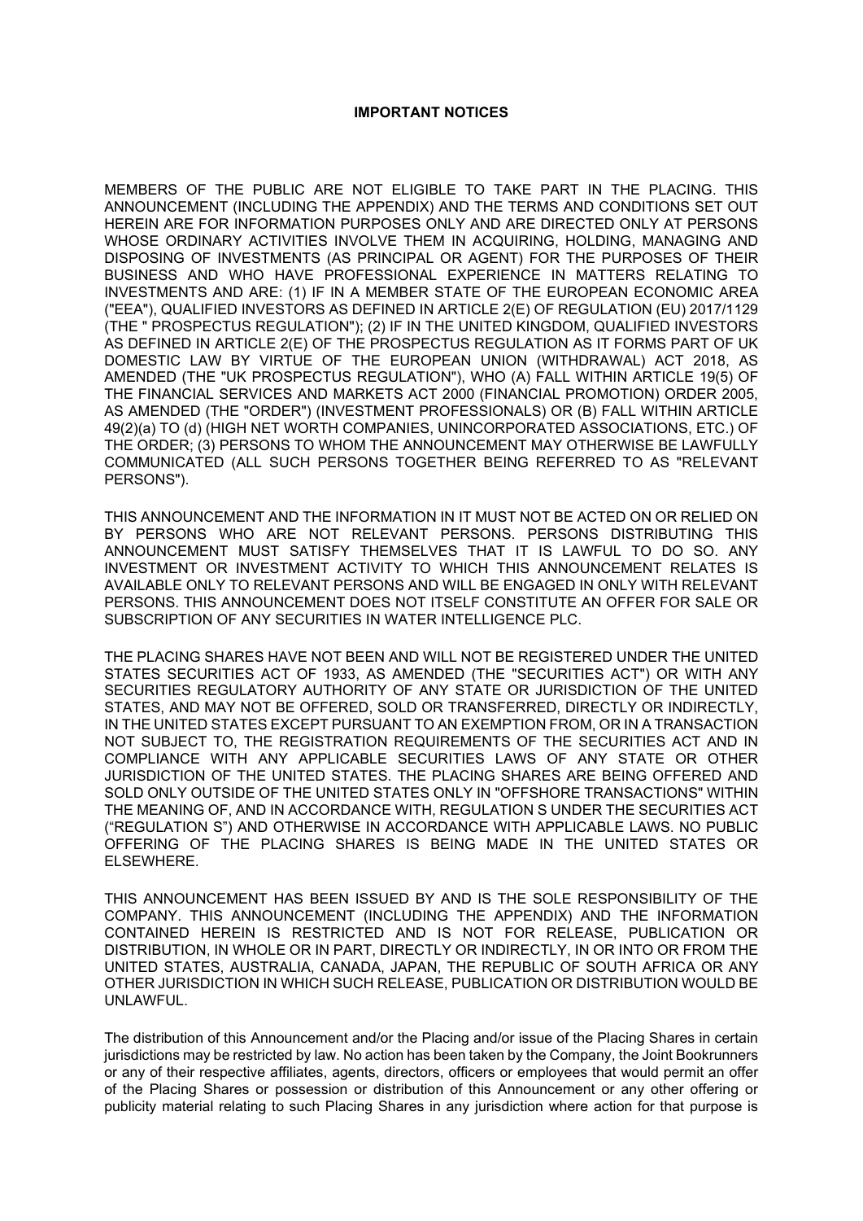**IMPORTANT NOTICES**

MEMBERS OF THE PUBLIC ARE NOT ELIGIBLE TO TAKE PART IN THE PLACING. THIS ANNOUNCEMENT (INCLUDING THE APPENDIX) AND THE TERMS AND CONDITIONS SET OUT HEREIN ARE FOR INFORMATION PURPOSES ONLY AND ARE DIRECTED ONLY AT PERSONS WHOSE ORDINARY ACTIVITIES INVOLVE THEM IN ACQUIRING, HOLDING, MANAGING AND DISPOSING OF INVESTMENTS (AS PRINCIPAL OR AGENT) FOR THE PURPOSES OF THEIR BUSINESS AND WHO HAVE PROFESSIONAL EXPERIENCE IN MATTERS RELATING TO INVESTMENTS AND ARE: (1) IF IN A MEMBER STATE OF THE EUROPEAN ECONOMIC AREA ("EEA"), QUALIFIED INVESTORS AS DEFINED IN ARTICLE 2(E) OF REGULATION (EU) 2017/1129 (THE " PROSPECTUS REGULATION"); (2) IF IN THE UNITED KINGDOM, QUALIFIED INVESTORS AS DEFINED IN ARTICLE 2(E) OF THE PROSPECTUS REGULATION AS IT FORMS PART OF UK DOMESTIC LAW BY VIRTUE OF THE EUROPEAN UNION (WITHDRAWAL) ACT 2018, AS AMENDED (THE "UK PROSPECTUS REGULATION"), WHO (A) FALL WITHIN ARTICLE 19(5) OF THE FINANCIAL SERVICES AND MARKETS ACT 2000 (FINANCIAL PROMOTION) ORDER 2005, AS AMENDED (THE "ORDER") (INVESTMENT PROFESSIONALS) OR (B) FALL WITHIN ARTICLE 49(2)(a) TO (d) (HIGH NET WORTH COMPANIES, UNINCORPORATED ASSOCIATIONS, ETC.) OF THE ORDER; (3) PERSONS TO WHOM THE ANNOUNCEMENT MAY OTHERWISE BE LAWFULLY COMMUNICATED (ALL SUCH PERSONS TOGETHER BEING REFERRED TO AS "RELEVANT PERSONS").

THIS ANNOUNCEMENT AND THE INFORMATION IN IT MUST NOT BE ACTED ON OR RELIED ON BY PERSONS WHO ARE NOT RELEVANT PERSONS. PERSONS DISTRIBUTING THIS ANNOUNCEMENT MUST SATISFY THEMSELVES THAT IT IS LAWFUL TO DO SO. ANY INVESTMENT OR INVESTMENT ACTIVITY TO WHICH THIS ANNOUNCEMENT RELATES IS AVAILABLE ONLY TO RELEVANT PERSONS AND WILL BE ENGAGED IN ONLY WITH RELEVANT PERSONS. THIS ANNOUNCEMENT DOES NOT ITSELF CONSTITUTE AN OFFER FOR SALE OR SUBSCRIPTION OF ANY SECURITIES IN WATER INTELLIGENCE PLC.

THE PLACING SHARES HAVE NOT BEEN AND WILL NOT BE REGISTERED UNDER THE UNITED STATES SECURITIES ACT OF 1933, AS AMENDED (THE "SECURITIES ACT") OR WITH ANY SECURITIES REGULATORY AUTHORITY OF ANY STATE OR JURISDICTION OF THE UNITED STATES, AND MAY NOT BE OFFERED, SOLD OR TRANSFERRED, DIRECTLY OR INDIRECTLY, IN THE UNITED STATES EXCEPT PURSUANT TO AN EXEMPTION FROM, OR IN A TRANSACTION NOT SUBJECT TO, THE REGISTRATION REQUIREMENTS OF THE SECURITIES ACT AND IN COMPLIANCE WITH ANY APPLICABLE SECURITIES LAWS OF ANY STATE OR OTHER JURISDICTION OF THE UNITED STATES. THE PLACING SHARES ARE BEING OFFERED AND SOLD ONLY OUTSIDE OF THE UNITED STATES ONLY IN "OFFSHORE TRANSACTIONS" WITHIN THE MEANING OF, AND IN ACCORDANCE WITH, REGULATION S UNDER THE SECURITIES ACT ("REGULATION S") AND OTHERWISE IN ACCORDANCE WITH APPLICABLE LAWS. NO PUBLIC OFFERING OF THE PLACING SHARES IS BEING MADE IN THE UNITED STATES OR ELSEWHERE.

THIS ANNOUNCEMENT HAS BEEN ISSUED BY AND IS THE SOLE RESPONSIBILITY OF THE COMPANY. THIS ANNOUNCEMENT (INCLUDING THE APPENDIX) AND THE INFORMATION CONTAINED HEREIN IS RESTRICTED AND IS NOT FOR RELEASE, PUBLICATION OR DISTRIBUTION, IN WHOLE OR IN PART, DIRECTLY OR INDIRECTLY, IN OR INTO OR FROM THE UNITED STATES, AUSTRALIA, CANADA, JAPAN, THE REPUBLIC OF SOUTH AFRICA OR ANY OTHER JURISDICTION IN WHICH SUCH RELEASE, PUBLICATION OR DISTRIBUTION WOULD BE UNLAWFUL.

The distribution of this Announcement and/or the Placing and/or issue of the Placing Shares in certain jurisdictions may be restricted by law. No action has been taken by the Company, the Joint Bookrunners or any of their respective affiliates, agents, directors, officers or employees that would permit an offer of the Placing Shares or possession or distribution of this Announcement or any other offering or publicity material relating to such Placing Shares in any jurisdiction where action for that purpose is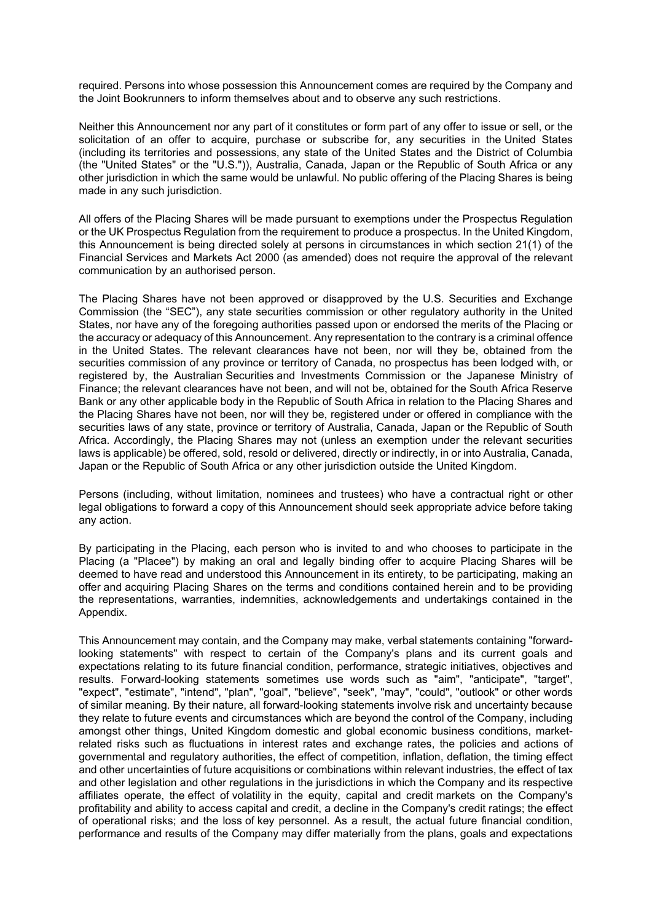required. Persons into whose possession this Announcement comes are required by the Company and the Joint Bookrunners to inform themselves about and to observe any such restrictions.

Neither this Announcement nor any part of it constitutes or form part of any offer to issue or sell, or the solicitation of an offer to acquire, purchase or subscribe for, any securities in the United States (including its territories and possessions, any state of the United States and the District of Columbia (the "United States" or the "U.S.")), Australia, Canada, Japan or the Republic of South Africa or any other jurisdiction in which the same would be unlawful. No public offering of the Placing Shares is being made in any such jurisdiction.

All offers of the Placing Shares will be made pursuant to exemptions under the Prospectus Regulation or the UK Prospectus Regulation from the requirement to produce a prospectus. In the United Kingdom, this Announcement is being directed solely at persons in circumstances in which section 21(1) of the Financial Services and Markets Act 2000 (as amended) does not require the approval of the relevant communication by an authorised person.

The Placing Shares have not been approved or disapproved by the U.S. Securities and Exchange Commission (the "SEC"), any state securities commission or other regulatory authority in the United States, nor have any of the foregoing authorities passed upon or endorsed the merits of the Placing or the accuracy or adequacy of this Announcement. Any representation to the contrary is a criminal offence in the United States. The relevant clearances have not been, nor will they be, obtained from the securities commission of any province or territory of Canada, no prospectus has been lodged with, or registered by, the Australian Securities and Investments Commission or the Japanese Ministry of Finance; the relevant clearances have not been, and will not be, obtained for the South Africa Reserve Bank or any other applicable body in the Republic of South Africa in relation to the Placing Shares and the Placing Shares have not been, nor will they be, registered under or offered in compliance with the securities laws of any state, province or territory of Australia, Canada, Japan or the Republic of South Africa. Accordingly, the Placing Shares may not (unless an exemption under the relevant securities laws is applicable) be offered, sold, resold or delivered, directly or indirectly, in or into Australia, Canada, Japan or the Republic of South Africa or any other jurisdiction outside the United Kingdom.

Persons (including, without limitation, nominees and trustees) who have a contractual right or other legal obligations to forward a copy of this Announcement should seek appropriate advice before taking any action.

By participating in the Placing, each person who is invited to and who chooses to participate in the Placing (a "Placee") by making an oral and legally binding offer to acquire Placing Shares will be deemed to have read and understood this Announcement in its entirety, to be participating, making an offer and acquiring Placing Shares on the terms and conditions contained herein and to be providing the representations, warranties, indemnities, acknowledgements and undertakings contained in the Appendix.

This Announcement may contain, and the Company may make, verbal statements containing "forward-looking statements" with respect to certain of the Company's plans and its current goals and expectations relating to its future financial condition, performance, strategic initiatives, objectives and results. Forward-looking statements sometimes use words such as "aim", "anticipate", "target", "expect", "estimate", "intend", "plan", "goal", "believe", "seek", "may", "could", "outlook" or other words of similar meaning. By their nature, all forward-looking statements involve risk and uncertainty because they relate to future events and circumstances which are beyond the control of the Company, including amongst other things, United Kingdom domestic and global economic business conditions, market-related risks such as fluctuations in interest rates and exchange rates, the policies and actions of governmental and regulatory authorities, the effect of competition, inflation, deflation, the timing effect and other uncertainties of future acquisitions or combinations within relevant industries, the effect of tax and other legislation and other regulations in the jurisdictions in which the Company and its respective affiliates operate, the effect of volatility in the equity, capital and credit markets on the Company's profitability and ability to access capital and credit, a decline in the Company's credit ratings; the effect of operational risks; and the loss of key personnel. As a result, the actual future financial condition, performance and results of the Company may differ materially from the plans, goals and expectations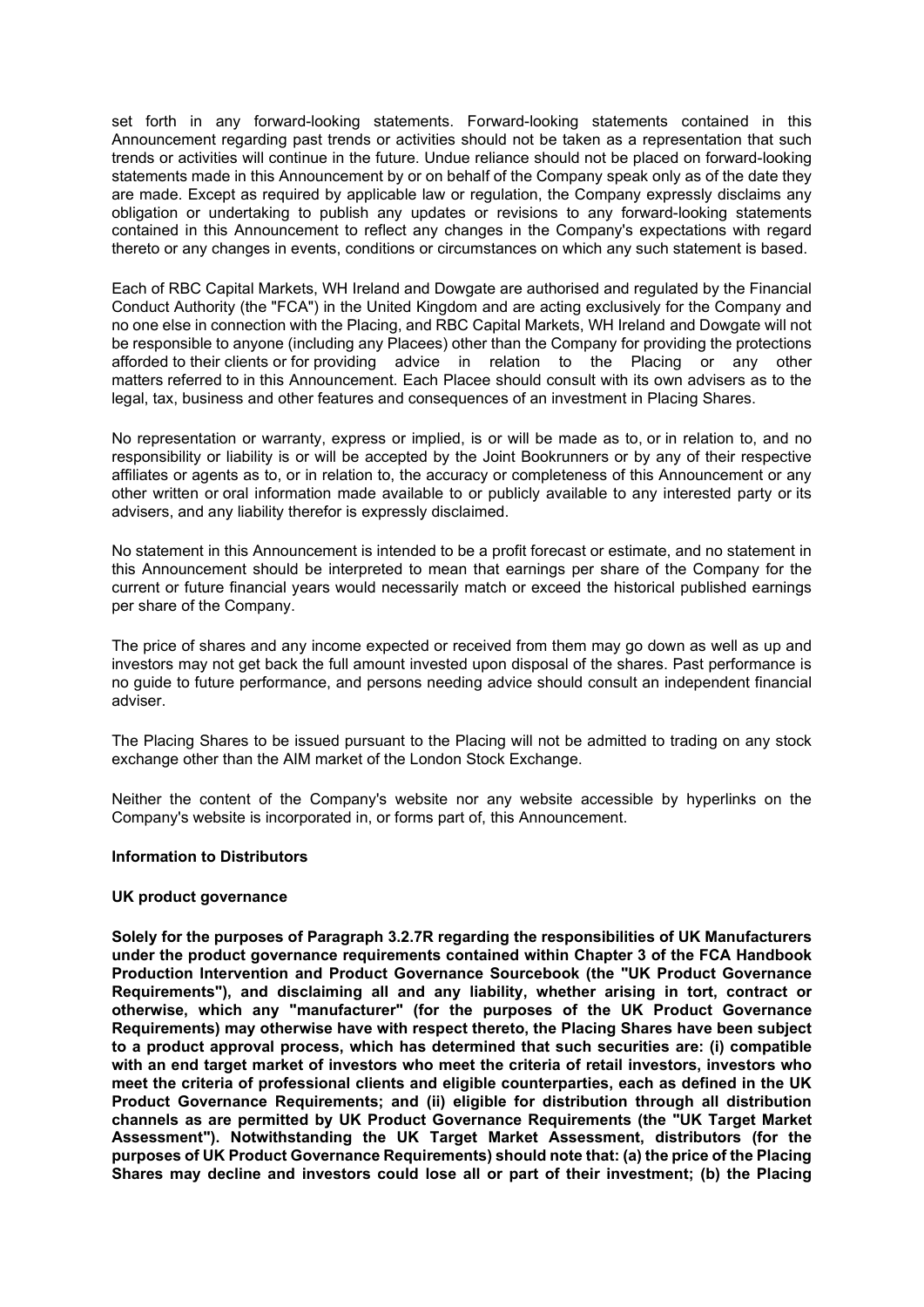set forth in any forward-looking statements. Forward-looking statements contained in this Announcement regarding past trends or activities should not be taken as a representation that such trends or activities will continue in the future. Undue reliance should not be placed on forward-looking statements made in this Announcement by or on behalf of the Company speak only as of the date they are made. Except as required by applicable law or regulation, the Company expressly disclaims any obligation or undertaking to publish any updates or revisions to any forward-looking statements contained in this Announcement to reflect any changes in the Company's expectations with regard thereto or any changes in events, conditions or circumstances on which any such statement is based.

Each of RBC Capital Markets, WH Ireland and Dowgate are authorised and regulated by the Financial Conduct Authority (the "FCA") in the United Kingdom and are acting exclusively for the Company and no one else in connection with the Placing, and RBC Capital Markets, WH Ireland and Dowgate will not be responsible to anyone (including any Placees) other than the Company for providing the protections afforded to their clients or for providing advice in relation to the Placing or any other matters referred to in this Announcement. Each Placee should consult with its own advisers as to the legal, tax, business and other features and consequences of an investment in Placing Shares.

No representation or warranty, express or implied, is or will be made as to, or in relation to, and no responsibility or liability is or will be accepted by the Joint Bookrunners or by any of their respective affiliates or agents as to, or in relation to, the accuracy or completeness of this Announcement or any other written or oral information made available to or publicly available to any interested party or its advisers, and any liability therefor is expressly disclaimed.

No statement in this Announcement is intended to be a profit forecast or estimate, and no statement in this Announcement should be interpreted to mean that earnings per share of the Company for the current or future financial years would necessarily match or exceed the historical published earnings per share of the Company.

The price of shares and any income expected or received from them may go down as well as up and investors may not get back the full amount invested upon disposal of the shares. Past performance is no guide to future performance, and persons needing advice should consult an independent financial adviser.

The Placing Shares to be issued pursuant to the Placing will not be admitted to trading on any stock exchange other than the AIM market of the London Stock Exchange.

Neither the content of the Company's website nor any website accessible by hyperlinks on the Company's website is incorporated in, or forms part of, this Announcement.

**Information to Distributors**

**UK product governance**

**Solely for the purposes of Paragraph 3.2.7R regarding the responsibilities of UK Manufacturers under the product governance requirements contained within Chapter 3 of the FCA Handbook Production Intervention and Product Governance Sourcebook (the "UK Product Governance Requirements"), and disclaiming all and any liability, whether arising in tort, contract or otherwise, which any "manufacturer" (for the purposes of the UK Product Governance Requirements) may otherwise have with respect thereto, the Placing Shares have been subject to a product approval process, which has determined that such securities are: (i) compatible with an end target market of investors who meet the criteria of retail investors, investors who meet the criteria of professional clients and eligible counterparties, each as defined in the UK Product Governance Requirements; and (ii) eligible for distribution through all distribution channels as are permitted by UK Product Governance Requirements (the "UK Target Market Assessment"). Notwithstanding the UK Target Market Assessment, distributors (for the purposes of UK Product Governance Requirements) should note that: (a) the price of the Placing Shares may decline and investors could lose all or part of their investment; (b) the Placing**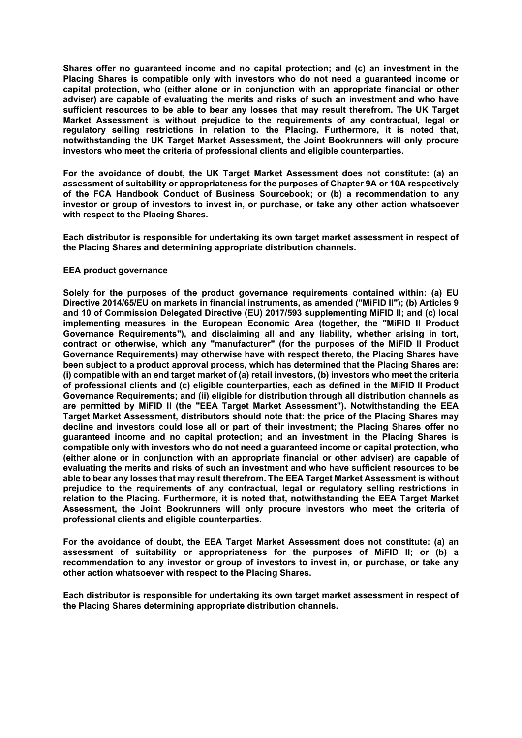**Shares offer no guaranteed income and no capital protection; and (c) an investment in the Placing Shares is compatible only with investors who do not need a guaranteed income or capital protection, who (either alone or in conjunction with an appropriate financial or other adviser) are capable of evaluating the merits and risks of such an investment and who have sufficient resources to be able to bear any losses that may result therefrom. The UK Target Market Assessment is without prejudice to the requirements of any contractual, legal or regulatory selling restrictions in relation to the Placing. Furthermore, it is noted that, notwithstanding the UK Target Market Assessment, the Joint Bookrunners will only procure investors who meet the criteria of professional clients and eligible counterparties.**

**For the avoidance of doubt, the UK Target Market Assessment does not constitute: (a) an assessment of suitability or appropriateness for the purposes of Chapter 9A or 10A respectively of the FCA Handbook Conduct of Business Sourcebook; or (b) a recommendation to any investor or group of investors to invest in, or purchase, or take any other action whatsoever with respect to the Placing Shares.**

**Each distributor is responsible for undertaking its own target market assessment in respect of the Placing Shares and determining appropriate distribution channels.**

**EEA product governance**

**Solely for the purposes of the product governance requirements contained within: (a) EU Directive 2014/65/EU on markets in financial instruments, as amended ("MiFID II"); (b) Articles 9 and 10 of Commission Delegated Directive (EU) 2017/593 supplementing MiFID II; and (c) local implementing measures in the European Economic Area (together, the "MiFID II Product Governance Requirements"), and disclaiming all and any liability, whether arising in tort, contract or otherwise, which any "manufacturer" (for the purposes of the MiFID II Product Governance Requirements) may otherwise have with respect thereto, the Placing Shares have been subject to a product approval process, which has determined that the Placing Shares are: (i) compatible with an end target market of (a) retail investors, (b) investors who meet the criteria of professional clients and (c) eligible counterparties, each as defined in the MiFID II Product Governance Requirements; and (ii) eligible for distribution through all distribution channels as are permitted by MiFID II (the "EEA Target Market Assessment"). Notwithstanding the EEA Target Market Assessment, distributors should note that: the price of the Placing Shares may decline and investors could lose all or part of their investment; the Placing Shares offer no guaranteed income and no capital protection; and an investment in the Placing Shares is compatible only with investors who do not need a guaranteed income or capital protection, who (either alone or in conjunction with an appropriate financial or other adviser) are capable of evaluating the merits and risks of such an investment and who have sufficient resources to be able to bear any losses that may result therefrom. The EEA Target Market Assessment is without prejudice to the requirements of any contractual, legal or regulatory selling restrictions in relation to the Placing. Furthermore, it is noted that, notwithstanding the EEA Target Market Assessment, the Joint Bookrunners will only procure investors who meet the criteria of professional clients and eligible counterparties.**

**For the avoidance of doubt, the EEA Target Market Assessment does not constitute: (a) an assessment of suitability or appropriateness for the purposes of MiFID II; or (b) a recommendation to any investor or group of investors to invest in, or purchase, or take any other action whatsoever with respect to the Placing Shares.**

**Each distributor is responsible for undertaking its own target market assessment in respect of the Placing Shares determining appropriate distribution channels.**